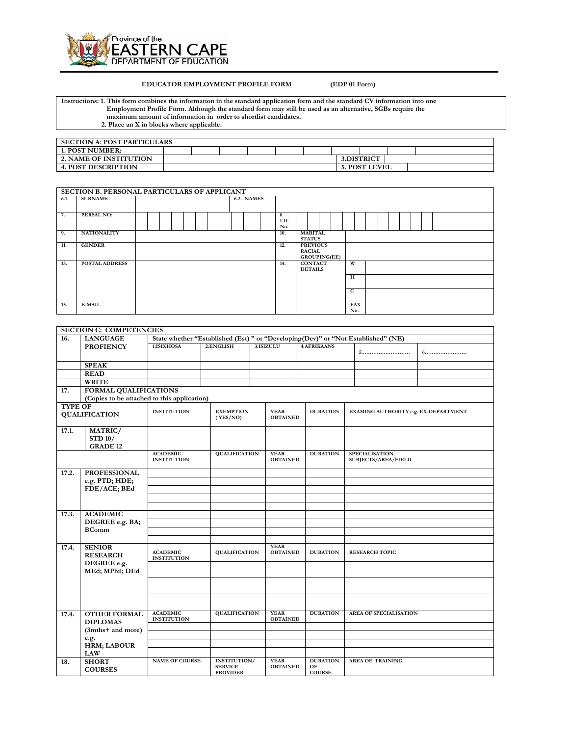Province of the EASTERN CAPE DEPARTMENT OF EDUCATION

**EDUCATOR EMPLOYMENT PROFILE FORM (EDP 01 Form)**

**Instructions: 1. This form combines the information in the standard application form and the standard CV information into one Employment Profile Form. Although the standard form may still be used as an alternative, SGBs require the maximum amount of information in order to shortlist candidates.**
**2. Place an X in blocks where applicable.**

| SECTION A: POST PARTICULARS | | | | |
|---|---|---|---|---|
| 1. POST NUMBER: | | | | |
| 2. NAME OF INSTITUTION | | 3.DISTRICT | | |
| 4. POST DESCRIPTION | | 5. POST LEVEL | | |

| SECTION B. PERSONAL PARTICULARS OF APPLICANT | | | | | | |
|---|---|---|---|---|---|---|
| 6.1. | SURNAME | | 6.2. .NAMES | | | |
| 7. | PERSAL NO: | | 8. I.D. No. | | | |
| 9. | NATIONALITY | | 10. | MARITAL STATUS | | |
| 11. | GENDER | | 12. | PREVIOUS RACIAL GROUPING(EE) | | |
| 13. | POSTAL ADDRESS | | 14. | CONTACT DETAILS | W | |
| | | | | | H | |
| | | | | | C | |
| 15. | E-MAIL | | | | FAX No. | |

| SECTION C: COMPETENCIES | | | | | | | |
|---|---|---|---|---|---|---|---|
| 16. | LANGUAGE PROFIENCY | State whether "Established (Est) " or "Developing(Dev)" or "Not Established" (NE) | | | | | |
| | | 1:ISIXHOSA | 2:ENGLISH | 3:ISIZULU | 4:AFRIKAANS | 5:……………………… | 6…………………… |
| | SPEAK | | | | | | |
| | READ | | | | | | |
| | WRITE | | | | | | |

| 17. | FORMAL QUALIFICATIONS (Copies to be attached to this application) | | | | | |
|---|---|---|---|---|---|---|
| TYPE OF QUALIFICATION | | INSTITUTION | EXEMPTION (YES/NO) | YEAR OBTAINED | DURATION | EXAMING AUTHORITY e.g. EX-DEPARTMENT |
| 17.1. | MATRIC/ STD 10/ GRADE 12 | | | | | |
| | | ACADEMIC INSTITUTION | QUALIFICATION | YEAR OBTAINED | DURATION | SPECIALISATION SUBJECTS/AREA/FIELD |
| 17.2. | PROFESSIONAL e.g. PTD; HDE; FDE/ACE; BEd | | | | | |
| | | | | | | |
| | | | | | | |
| | | | | | | |
| | | | | | | |
| 17.3. | ACADEMIC DEGREE e.g. BA; BComm | | | | | |
| | | | | | | |
| | | | | | | |
| | | | | | | |
| 17.4. | SENIOR RESEARCH DEGREE e.g. MEd; MPhil; DEd | ACADEMIC INSTITUTION | QUALIFICATION | YEAR OBTAINED | DURATION | RESEARCH TOPIC |
| | | | | | | |
| | | | | | | |
| | | | | | | |
| 17.4. | OTHER FORMAL DIPLOMAS (3mths+ and more) e.g. HRM; LABOUR LAW | ACADEMIC INSTITUTION | QUALIFICATION | YEAR OBTAINED | DURATION | AREA OF SPECIALISATION |
| | | | | | | |
| | | | | | | |
| | | | | | | |
| | | | | | | |
| 18. | SHORT COURSES | NAME OF COURSE | INSTITUTION/ SERVICE PROVIDER | YEAR OBTAINED | DURATION OF COURSE | AREA OF TRAINING |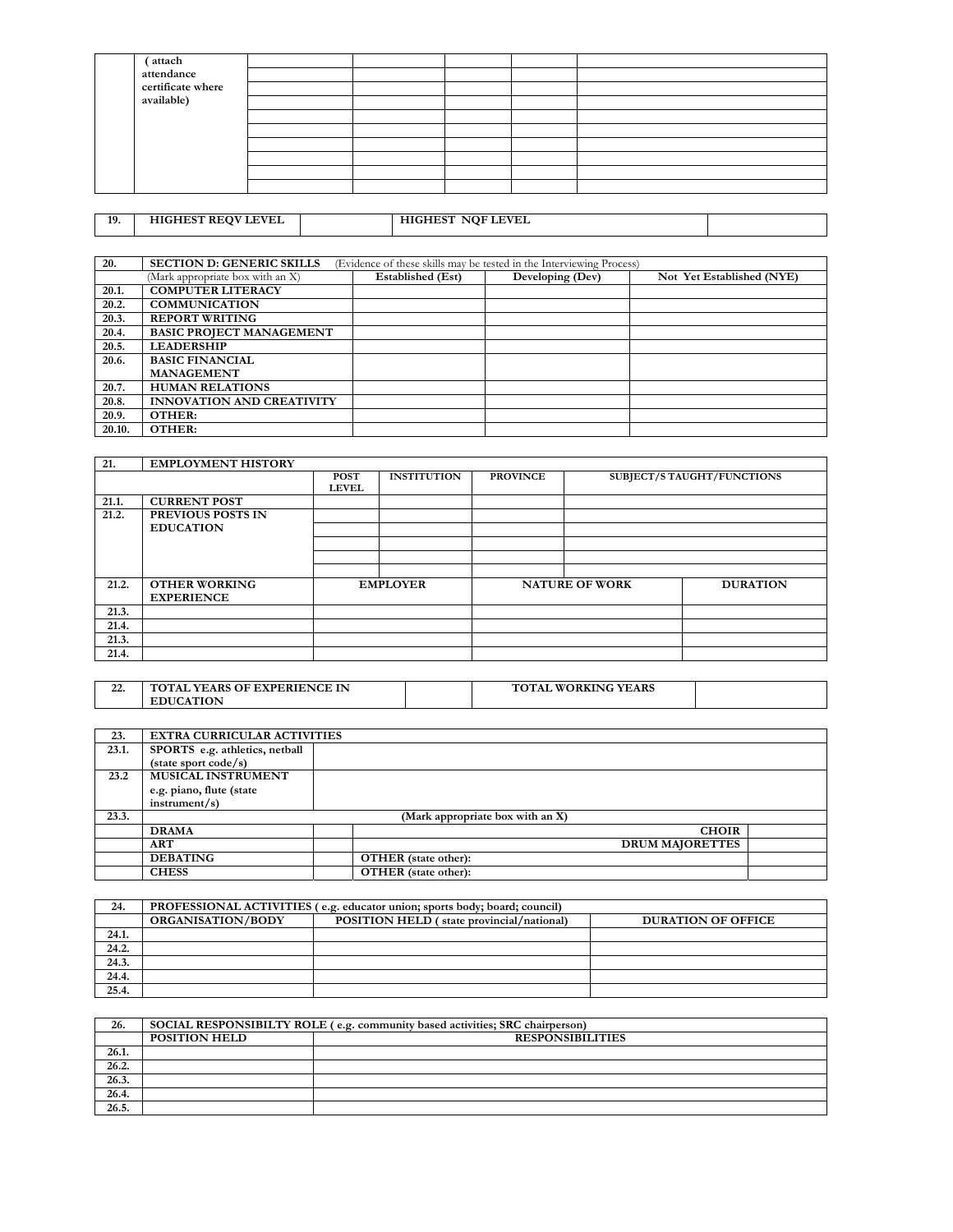| | ( attach attendance certificate where available) | | | | | |
|---|---|---|---|---|---|---|
| | | | | | | |
| | | | | | | |
| | | | | | | |
| | | | | | | |
| | | | | | | |
| | | | | | | |
| | | | | | | |
| | | | | | | |
| | | | | | | |

| 19. | HIGHEST REQV LEVEL | | HIGHEST NQF LEVEL | |
|---|---|---|---|---|

| 20. | SECTION D: GENERIC SKILLS (Evidence of these skills may be tested in the Interviewing Process) | | | |
|---|---|---|---|---|
| | (Mark appropriate box with an X) | Established (Est) | Developing (Dev) | Not Yet Established (NYE) |
| 20.1. | COMPUTER LITERACY | | | |
| 20.2. | COMMUNICATION | | | |
| 20.3. | REPORT WRITING | | | |
| 20.4. | BASIC PROJECT MANAGEMENT | | | |
| 20.5. | LEADERSHIP | | | |
| 20.6. | BASIC FINANCIAL MANAGEMENT | | | |
| 20.7. | HUMAN RELATIONS | | | |
| 20.8. | INNOVATION AND CREATIVITY | | | |
| 20.9. | OTHER: | | | |
| 20.10. | OTHER: | | | |

| 21. | EMPLOYMENT HISTORY | | | | |
|---|---|---|---|---|---|
| | | POST LEVEL | INSTITUTION | PROVINCE | SUBJECT/S TAUGHT/FUNCTIONS |
| 21.1. | CURRENT POST | | | | |
| 21.2. | PREVIOUS POSTS IN EDUCATION | | | | |
| | | | | | |
| | | | | | |
| | | | | | |
| | | | | | |
| 21.2. | OTHER WORKING EXPERIENCE | EMPLOYER | | NATURE OF WORK | DURATION |
| 21.3. | | | | | |
| 21.4. | | | | | |
| 21.3. | | | | | |
| 21.4. | | | | | |

| 22. | TOTAL YEARS OF EXPERIENCE IN EDUCATION | | TOTAL WORKING YEARS | |
|---|---|---|---|---|

| 23. | EXTRA CURRICULAR ACTIVITIES | | | |
|---|---|---|---|---|
| 23.1. | SPORTS e.g. athletics, netball (state sport code/s) | | | |
| 23.2 | MUSICAL INSTRUMENT e.g. piano, flute (state instrument/s) | | | |
| 23.3. | (Mark appropriate box with an X) | | | |
| | DRAMA | | CHOIR | |
| | ART | | DRUM MAJORETTES | |
| | DEBATING | | OTHER (state other): | |
| | CHESS | | OTHER (state other): | |

| 24. | PROFESSIONAL ACTIVITIES ( e.g. educator union; sports body; board; council) | | |
|---|---|---|---|
| | ORGANISATION/BODY | POSITION HELD ( state provincial/national) | DURATION OF OFFICE |
| 24.1. | | | |
| 24.2. | | | |
| 24.3. | | | |
| 24.4. | | | |
| 25.4. | | | |

| 26. | SOCIAL RESPONSIBILTY ROLE ( e.g. community based activities; SRC chairperson) | |
|---|---|---|
| | POSITION HELD | RESPONSIBILITIES |
| 26.1. | | |
| 26.2. | | |
| 26.3. | | |
| 26.4. | | |
| 26.5. | | |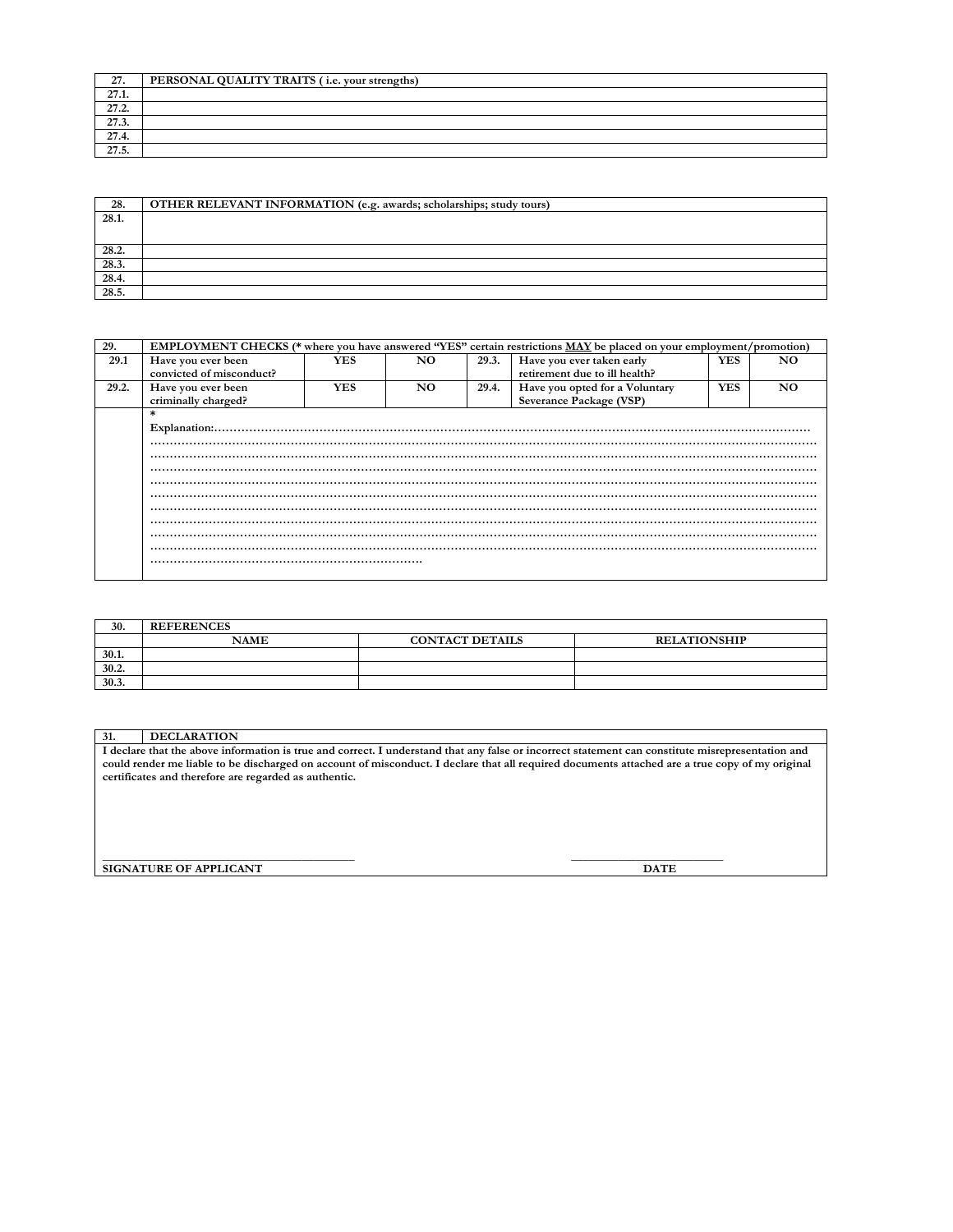| 27. | PERSONAL QUALITY TRAITS ( i.e. your strengths) |
|---|---|
| 27.1. | |
| 27.2. | |
| 27.3. | |
| 27.4. | |
| 27.5. | |

| 28. | OTHER RELEVANT INFORMATION (e.g. awards; scholarships; study tours) |
|---|---|
| 28.1. | |
| 28.2. | |
| 28.3. | |
| 28.4. | |
| 28.5. | |

| 29. | EMPLOYMENT CHECKS (* where you have answered "YES" certain restrictions MAY be placed on your employment/promotion) | | | | | | |
|---|---|---|---|---|---|---|---|
| 29.1 | Have you ever been convicted of misconduct? | YES | NO | 29.3. | Have you ever taken early retirement due to ill health? | YES | NO |
| 29.2. | Have you ever been criminally charged? | YES | NO | 29.4. | Have you opted for a Voluntary Severance Package (VSP) | YES | NO |
| | * Explanation:……………………………………………………………………………………………………………………………………… | | | | | | |

| 30. | REFERENCES | | |
|---|---|---|---|
| | NAME | CONTACT DETAILS | RELATIONSHIP |
| 30.1. | | | |
| 30.2. | | | |
| 30.3. | | | |

**31. DECLARATION**

**I declare that the above information is true and correct. I understand that any false or incorrect statement can constitute misrepresentation and could render me liable to be discharged on account of misconduct. I declare that all required documents attached are a true copy of my original certificates and therefore are regarded as authentic.**

\_\_\_\_\_\_\_\_\_\_\_\_\_\_\_\_\_\_\_\_\_\_\_\_\_\_\_\_\_\_\_\_\_\_\_\_\_\_\_\_ &nbsp;&nbsp;&nbsp;&nbsp;&nbsp;&nbsp;&nbsp;&nbsp; \_\_\_\_\_\_\_\_\_\_\_\_\_\_\_\_\_\_\_\_\_\_\_\_

**SIGNATURE OF APPLICANT** &nbsp;&nbsp;&nbsp;&nbsp;&nbsp;&nbsp;&nbsp;&nbsp; **DATE**